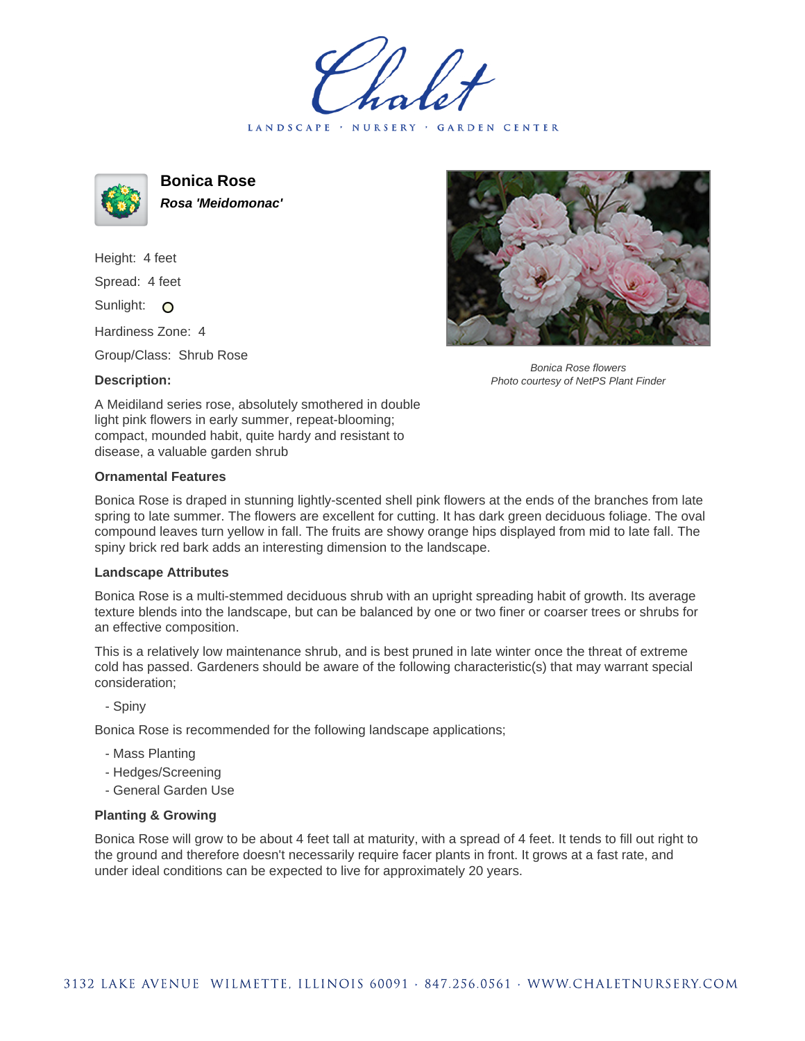# Bonica Rose

***Rosa 'Meidomonac'***

Height: 4 feet

Spread: 4 feet

Sunlight: O

Hardiness Zone: 4

Group/Class: Shrub Rose

*Bonica Rose flowers*
*Photo courtesy of NetPS Plant Finder*

**Description:**

A Meidiland series rose, absolutely smothered in double light pink flowers in early summer, repeat-blooming; compact, mounded habit, quite hardy and resistant to disease, a valuable garden shrub

### Ornamental Features

Bonica Rose is draped in stunning lightly-scented shell pink flowers at the ends of the branches from late spring to late summer. The flowers are excellent for cutting. It has dark green deciduous foliage. The oval compound leaves turn yellow in fall. The fruits are showy orange hips displayed from mid to late fall. The spiny brick red bark adds an interesting dimension to the landscape.

### Landscape Attributes

Bonica Rose is a multi-stemmed deciduous shrub with an upright spreading habit of growth. Its average texture blends into the landscape, but can be balanced by one or two finer or coarser trees or shrubs for an effective composition.

This is a relatively low maintenance shrub, and is best pruned in late winter once the threat of extreme cold has passed. Gardeners should be aware of the following characteristic(s) that may warrant special consideration;

- Spiny

Bonica Rose is recommended for the following landscape applications;

- Mass Planting
- Hedges/Screening
- General Garden Use

### Planting & Growing

Bonica Rose will grow to be about 4 feet tall at maturity, with a spread of 4 feet. It tends to fill out right to the ground and therefore doesn't necessarily require facer plants in front. It grows at a fast rate, and under ideal conditions can be expected to live for approximately 20 years.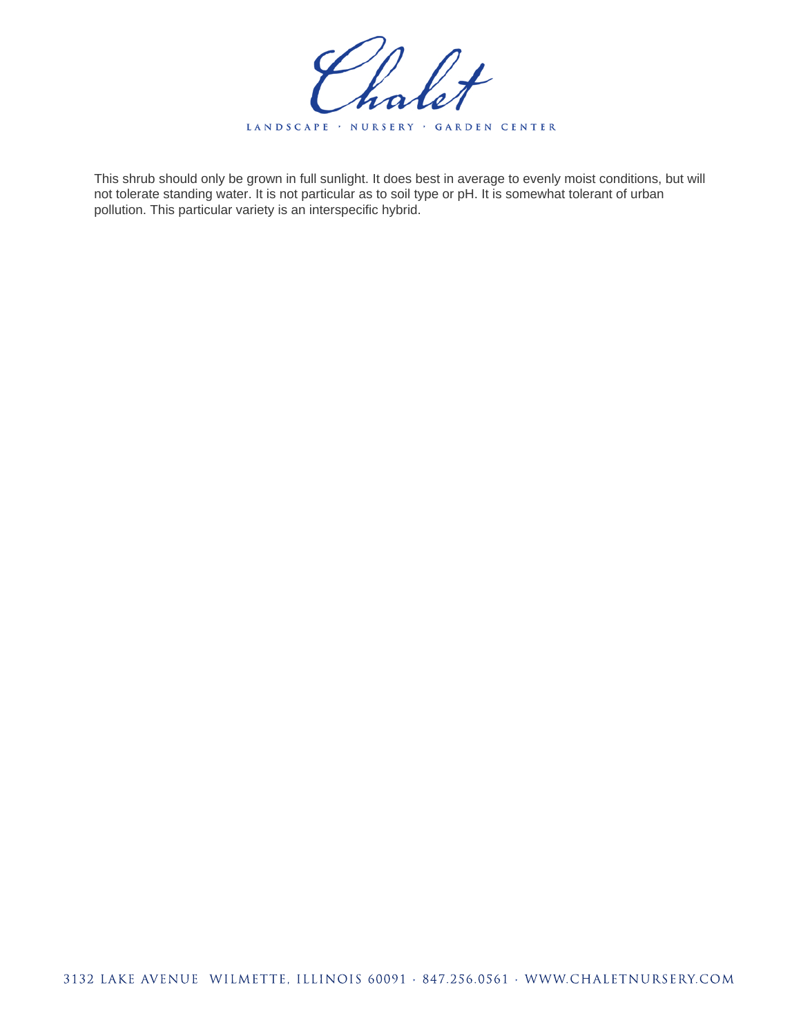This shrub should only be grown in full sunlight. It does best in average to evenly moist conditions, but will not tolerate standing water. It is not particular as to soil type or pH. It is somewhat tolerant of urban pollution. This particular variety is an interspecific hybrid.